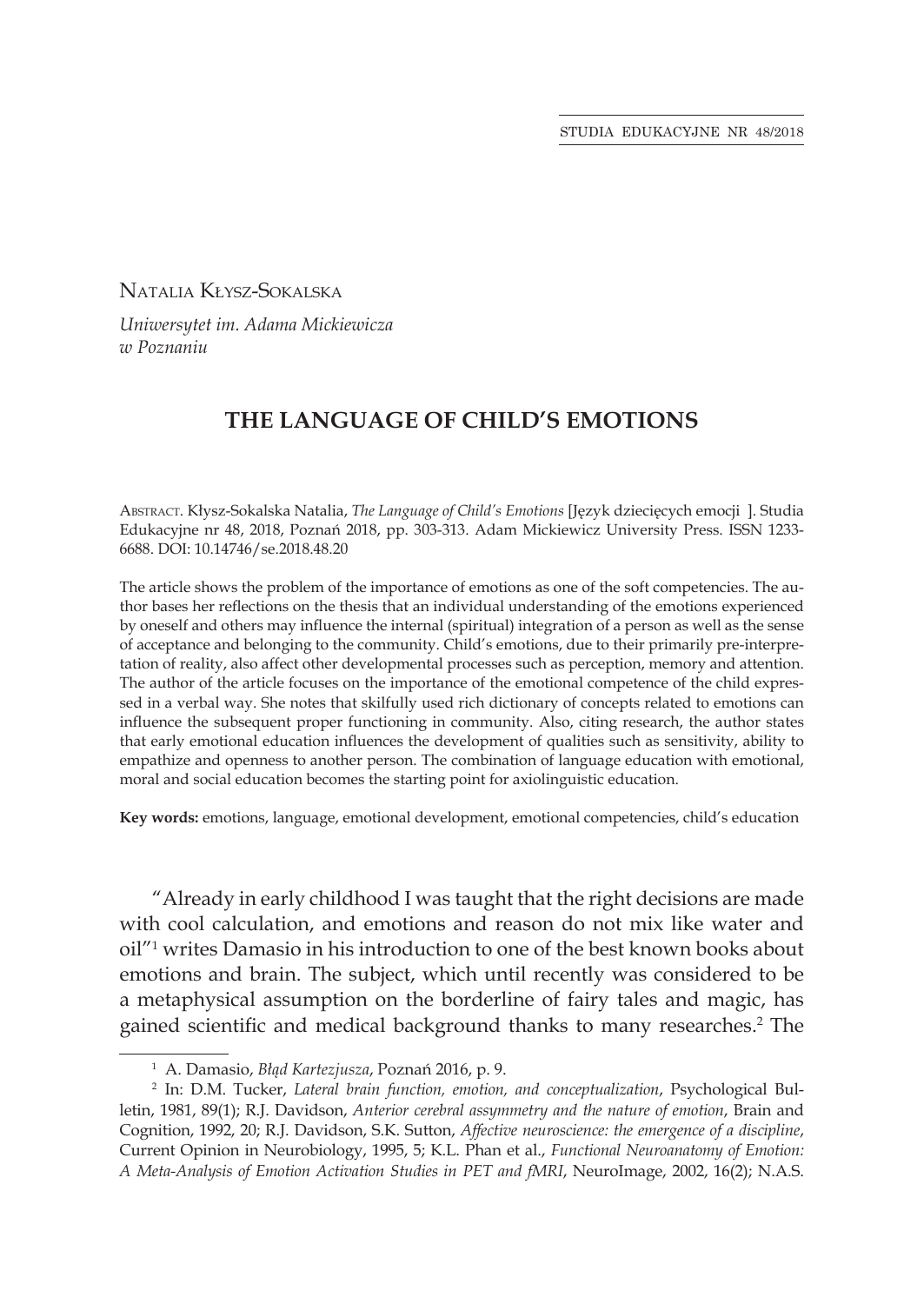Natalia Kłysz-Sokalska

*Uniwersytet im. Adama Mickiewicza w Poznaniu*

# THE LANGUAGE OF CHILD'S EMOTIONS

Abstract. Kłysz-Sokalska Natalia, *The Language of Child's Emotions* [Język dziecięcych emocji ]. Studia Edukacyjne nr 48, 2018, Poznań 2018, pp. 303-313. Adam Mickiewicz University Press. ISSN 1233-6688. DOI: 10.14746/se.2018.48.20

The article shows the problem of the importance of emotions as one of the soft competencies. The author bases her reflections on the thesis that an individual understanding of the emotions experienced by oneself and others may influence the internal (spiritual) integration of a person as well as the sense of acceptance and belonging to the community. Child's emotions, due to their primarily pre-interpretation of reality, also affect other developmental processes such as perception, memory and attention. The author of the article focuses on the importance of the emotional competence of the child expressed in a verbal way. She notes that skilfully used rich dictionary of concepts related to emotions can influence the subsequent proper functioning in community. Also, citing research, the author states that early emotional education influences the development of qualities such as sensitivity, ability to empathize and openness to another person. The combination of language education with emotional, moral and social education becomes the starting point for axiolinguistic education.

**Key words:** emotions, language, emotional development, emotional competencies, child's education

"Already in early childhood I was taught that the right decisions are made with cool calculation, and emotions and reason do not mix like water and oil"[1] writes Damasio in his introduction to one of the best known books about emotions and brain. The subject, which until recently was considered to be a metaphysical assumption on the borderline of fairy tales and magic, has gained scientific and medical background thanks to many researches.[2] The

[1] A. Damasio, *Błąd Kartezjusza*, Poznań 2016, p. 9.

[2] In: D.M. Tucker, *Lateral brain function, emotion, and conceptualization*, Psychological Bulletin, 1981, 89(1); R.J. Davidson, *Anterior cerebral assymmetry and the nature of emotion*, Brain and Cognition, 1992, 20; R.J. Davidson, S.K. Sutton, *Affective neuroscience: the emergence of a discipline*, Current Opinion in Neurobiology, 1995, 5; K.L. Phan et al., *Functional Neuroanatomy of Emotion: A Meta-Analysis of Emotion Activation Studies in PET and fMRI*, NeuroImage, 2002, 16(2); N.A.S.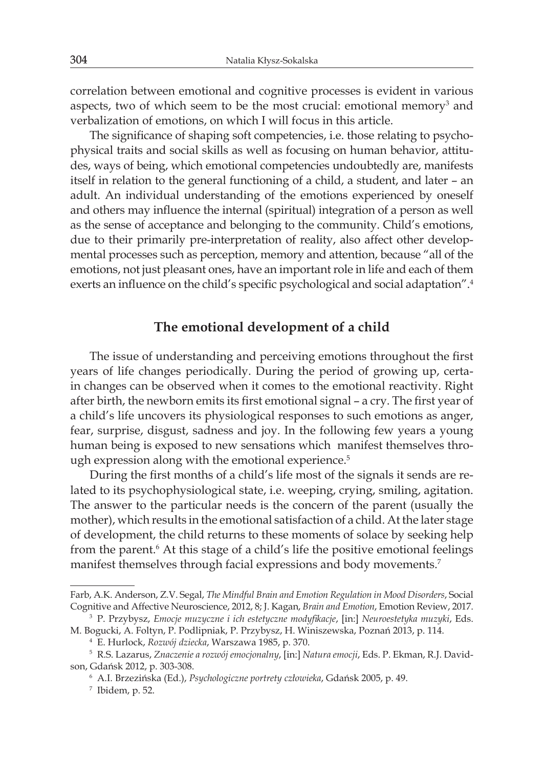correlation between emotional and cognitive processes is evident in various aspects, two of which seem to be the most crucial: emotional memory[3] and verbalization of emotions, on which I will focus in this article.

The significance of shaping soft competencies, i.e. those relating to psychophysical traits and social skills as well as focusing on human behavior, attitudes, ways of being, which emotional competencies undoubtedly are, manifests itself in relation to the general functioning of a child, a student, and later – an adult. An individual understanding of the emotions experienced by oneself and others may influence the internal (spiritual) integration of a person as well as the sense of acceptance and belonging to the community. Child's emotions, due to their primarily pre-interpretation of reality, also affect other developmental processes such as perception, memory and attention, because "all of the emotions, not just pleasant ones, have an important role in life and each of them exerts an influence on the child's specific psychological and social adaptation".[4]

## The emotional development of a child

The issue of understanding and perceiving emotions throughout the first years of life changes periodically. During the period of growing up, certain changes can be observed when it comes to the emotional reactivity. Right after birth, the newborn emits its first emotional signal – a cry. The first year of a child's life uncovers its physiological responses to such emotions as anger, fear, surprise, disgust, sadness and joy. In the following few years a young human being is exposed to new sensations which manifest themselves through expression along with the emotional experience.[5]

During the first months of a child's life most of the signals it sends are related to its psychophysiological state, i.e. weeping, crying, smiling, agitation. The answer to the particular needs is the concern of the parent (usually the mother), which results in the emotional satisfaction of a child. At the later stage of development, the child returns to these moments of solace by seeking help from the parent.[6] At this stage of a child's life the positive emotional feelings manifest themselves through facial expressions and body movements.[7]

---

Farb, A.K. Anderson, Z.V. Segal, *The Mindful Brain and Emotion Regulation in Mood Disorders*, Social Cognitive and Affective Neuroscience, 2012, 8; J. Kagan, *Brain and Emotion*, Emotion Review, 2017.

[3] P. Przybysz, *Emocje muzyczne i ich estetyczne modyfikacje*, [in:] *Neuroestetyka muzyki*, Eds. M. Bogucki, A. Foltyn, P. Podlipniak, P. Przybysz, H. Winiszewska, Poznań 2013, p. 114.

[4] E. Hurlock, *Rozwój dziecka*, Warszawa 1985, p. 370.

[5] R.S. Lazarus, *Znaczenie a rozwój emocjonalny*, [in:] *Natura emocji*, Eds. P. Ekman, R.J. Davidson, Gdańsk 2012, p. 303-308.

[6] A.I. Brzezińska (Ed.), *Psychologiczne portrety człowieka*, Gdańsk 2005, p. 49.

[7] Ibidem, p. 52.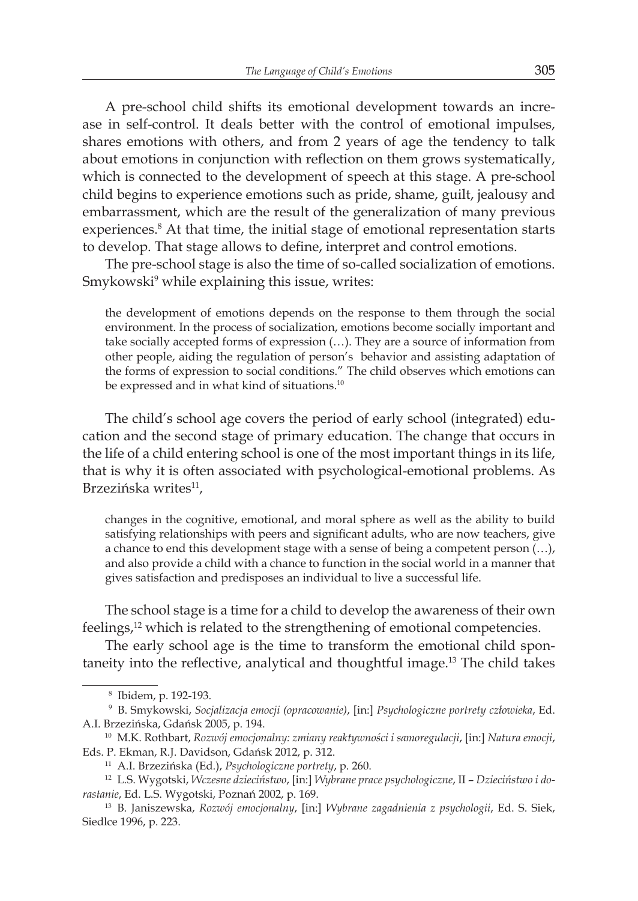A pre-school child shifts its emotional development towards an increase in self-control. It deals better with the control of emotional impulses, shares emotions with others, and from 2 years of age the tendency to talk about emotions in conjunction with reflection on them grows systematically, which is connected to the development of speech at this stage. A pre-school child begins to experience emotions such as pride, shame, guilt, jealousy and embarrassment, which are the result of the generalization of many previous experiences.[8] At that time, the initial stage of emotional representation starts to develop. That stage allows to define, interpret and control emotions.

The pre-school stage is also the time of so-called socialization of emotions. Smykowski[9] while explaining this issue, writes:

> the development of emotions depends on the response to them through the social environment. In the process of socialization, emotions become socially important and take socially accepted forms of expression (…). They are a source of information from other people, aiding the regulation of person's behavior and assisting adaptation of the forms of expression to social conditions." The child observes which emotions can be expressed and in what kind of situations.[10]

The child's school age covers the period of early school (integrated) education and the second stage of primary education. The change that occurs in the life of a child entering school is one of the most important things in its life, that is why it is often associated with psychological-emotional problems. As Brzezińska writes[11],

> changes in the cognitive, emotional, and moral sphere as well as the ability to build satisfying relationships with peers and significant adults, who are now teachers, give a chance to end this development stage with a sense of being a competent person (…), and also provide a child with a chance to function in the social world in a manner that gives satisfaction and predisposes an individual to live a successful life.

The school stage is a time for a child to develop the awareness of their own feelings,[12] which is related to the strengthening of emotional competencies.

The early school age is the time to transform the emotional child spontaneity into the reflective, analytical and thoughtful image.[13] The child takes

---

[8] Ibidem, p. 192-193.

[9] B. Smykowski, *Socjalizacja emocji (opracowanie)*, [in:] *Psychologiczne portrety człowieka*, Ed. A.I. Brzezińska, Gdańsk 2005, p. 194.

[10] M.K. Rothbart, *Rozwój emocjonalny: zmiany reaktywności i samoregulacji*, [in:] *Natura emocji*, Eds. P. Ekman, R.J. Davidson, Gdańsk 2012, p. 312.

[11] A.I. Brzezińska (Ed.), *Psychologiczne portrety*, p. 260.

[12] L.S. Wygotski, *Wczesne dzieciństwo*, [in:] *Wybrane prace psychologiczne*, II – *Dzieciństwo i dorastanie*, Ed. L.S. Wygotski, Poznań 2002, p. 169.

[13] B. Janiszewska, *Rozwój emocjonalny*, [in:] *Wybrane zagadnienia z psychologii*, Ed. S. Siek, Siedlce 1996, p. 223.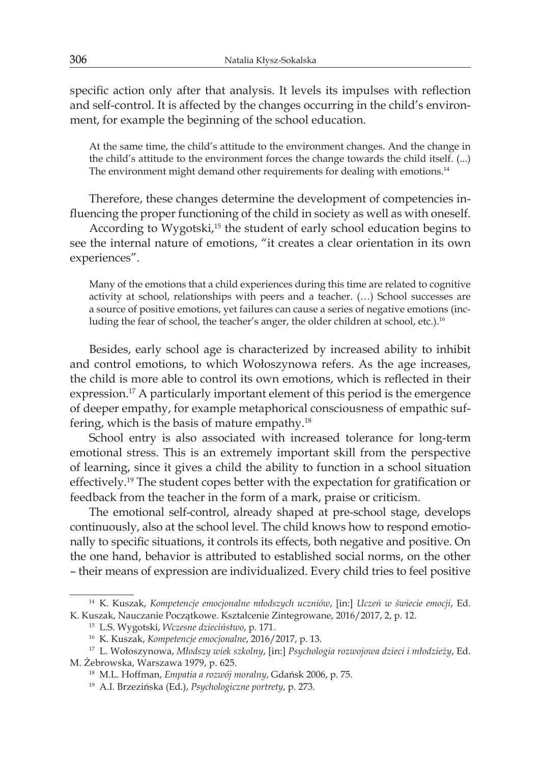specific action only after that analysis. It levels its impulses with reflection and self-control. It is affected by the changes occurring in the child's environment, for example the beginning of the school education.

> At the same time, the child's attitude to the environment changes. And the change in the child's attitude to the environment forces the change towards the child itself. (...) The environment might demand other requirements for dealing with emotions.[14]

Therefore, these changes determine the development of competencies influencing the proper functioning of the child in society as well as with oneself.

According to Wygotski,[15] the student of early school education begins to see the internal nature of emotions, "it creates a clear orientation in its own experiences".

> Many of the emotions that a child experiences during this time are related to cognitive activity at school, relationships with peers and a teacher. (…) School successes are a source of positive emotions, yet failures can cause a series of negative emotions (including the fear of school, the teacher's anger, the older children at school, etc.).[16]

Besides, early school age is characterized by increased ability to inhibit and control emotions, to which Wołoszynowa refers. As the age increases, the child is more able to control its own emotions, which is reflected in their expression.[17] A particularly important element of this period is the emergence of deeper empathy, for example metaphorical consciousness of empathic suffering, which is the basis of mature empathy.[18]

School entry is also associated with increased tolerance for long-term emotional stress. This is an extremely important skill from the perspective of learning, since it gives a child the ability to function in a school situation effectively.[19] The student copes better with the expectation for gratification or feedback from the teacher in the form of a mark, praise or criticism.

The emotional self-control, already shaped at pre-school stage, develops continuously, also at the school level. The child knows how to respond emotionally to specific situations, it controls its effects, both negative and positive. On the one hand, behavior is attributed to established social norms, on the other – their means of expression are individualized. Every child tries to feel positive

---

[14] K. Kuszak, *Kompetencje emocjonalne młodszych uczniów*, [in:] *Uczeń w świecie emocji*, Ed. K. Kuszak, Nauczanie Początkowe. Kształcenie Zintegrowane, 2016/2017, 2, p. 12.

[15] L.S. Wygotski, *Wczesne dzieciństwo*, p. 171.

[16] K. Kuszak, *Kompetencje emocjonalne*, 2016/2017, p. 13.

[17] L. Wołoszynowa, *Młodszy wiek szkolny*, [in:] *Psychologia rozwojowa dzieci i młodzieży*, Ed. M. Żebrowska, Warszawa 1979, p. 625.

[18] M.L. Hoffman, *Empatia a rozwój moralny*, Gdańsk 2006, p. 75.

[19] A.I. Brzezińska (Ed.), *Psychologiczne portrety*, p. 273.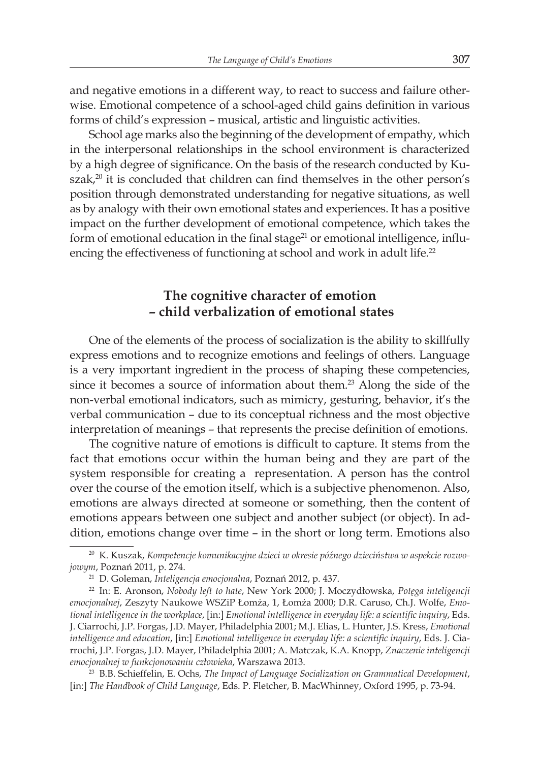and negative emotions in a different way, to react to success and failure otherwise. Emotional competence of a school-aged child gains definition in various forms of child's expression – musical, artistic and linguistic activities.

School age marks also the beginning of the development of empathy, which in the interpersonal relationships in the school environment is characterized by a high degree of significance. On the basis of the research conducted by Kuszak,[20] it is concluded that children can find themselves in the other person's position through demonstrated understanding for negative situations, as well as by analogy with their own emotional states and experiences. It has a positive impact on the further development of emotional competence, which takes the form of emotional education in the final stage[21] or emotional intelligence, influencing the effectiveness of functioning at school and work in adult life.[22]

## The cognitive character of emotion – child verbalization of emotional states

One of the elements of the process of socialization is the ability to skillfully express emotions and to recognize emotions and feelings of others. Language is a very important ingredient in the process of shaping these competencies, since it becomes a source of information about them.[23] Along the side of the non-verbal emotional indicators, such as mimicry, gesturing, behavior, it's the verbal communication – due to its conceptual richness and the most objective interpretation of meanings – that represents the precise definition of emotions.

The cognitive nature of emotions is difficult to capture. It stems from the fact that emotions occur within the human being and they are part of the system responsible for creating a representation. A person has the control over the course of the emotion itself, which is a subjective phenomenon. Also, emotions are always directed at someone or something, then the content of emotions appears between one subject and another subject (or object). In addition, emotions change over time – in the short or long term. Emotions also

---

[20] K. Kuszak, *Kompetencje komunikacyjne dzieci w okresie późnego dzieciństwa w aspekcie rozwojowym*, Poznań 2011, p. 274.

[21] D. Goleman, *Inteligencja emocjonalna*, Poznań 2012, p. 437.

[22] In: E. Aronson, *Nobody left to hate*, New York 2000; J. Moczydłowska, *Potęga inteligencji emocjonalnej*, Zeszyty Naukowe WSZiP Łomża, 1, Łomża 2000; D.R. Caruso, Ch.J. Wolfe, *Emotional intelligence in the workplace*, [in:] *Emotional intelligence in everyday life: a scientific inquiry*, Eds. J. Ciarrochi, J.P. Forgas, J.D. Mayer, Philadelphia 2001; M.J. Elias, L. Hunter, J.S. Kress, *Emotional intelligence and education*, [in:] *Emotional intelligence in everyday life: a scientific inquiry*, Eds. J. Ciarrochi, J.P. Forgas, J.D. Mayer, Philadelphia 2001; A. Matczak, K.A. Knopp, *Znaczenie inteligencji emocjonalnej w funkcjonowaniu człowieka*, Warszawa 2013.

[23] B.B. Schieffelin, E. Ochs, *The Impact of Language Socialization on Grammatical Development*, [in:] *The Handbook of Child Language*, Eds. P. Fletcher, B. MacWhinney, Oxford 1995, p. 73-94.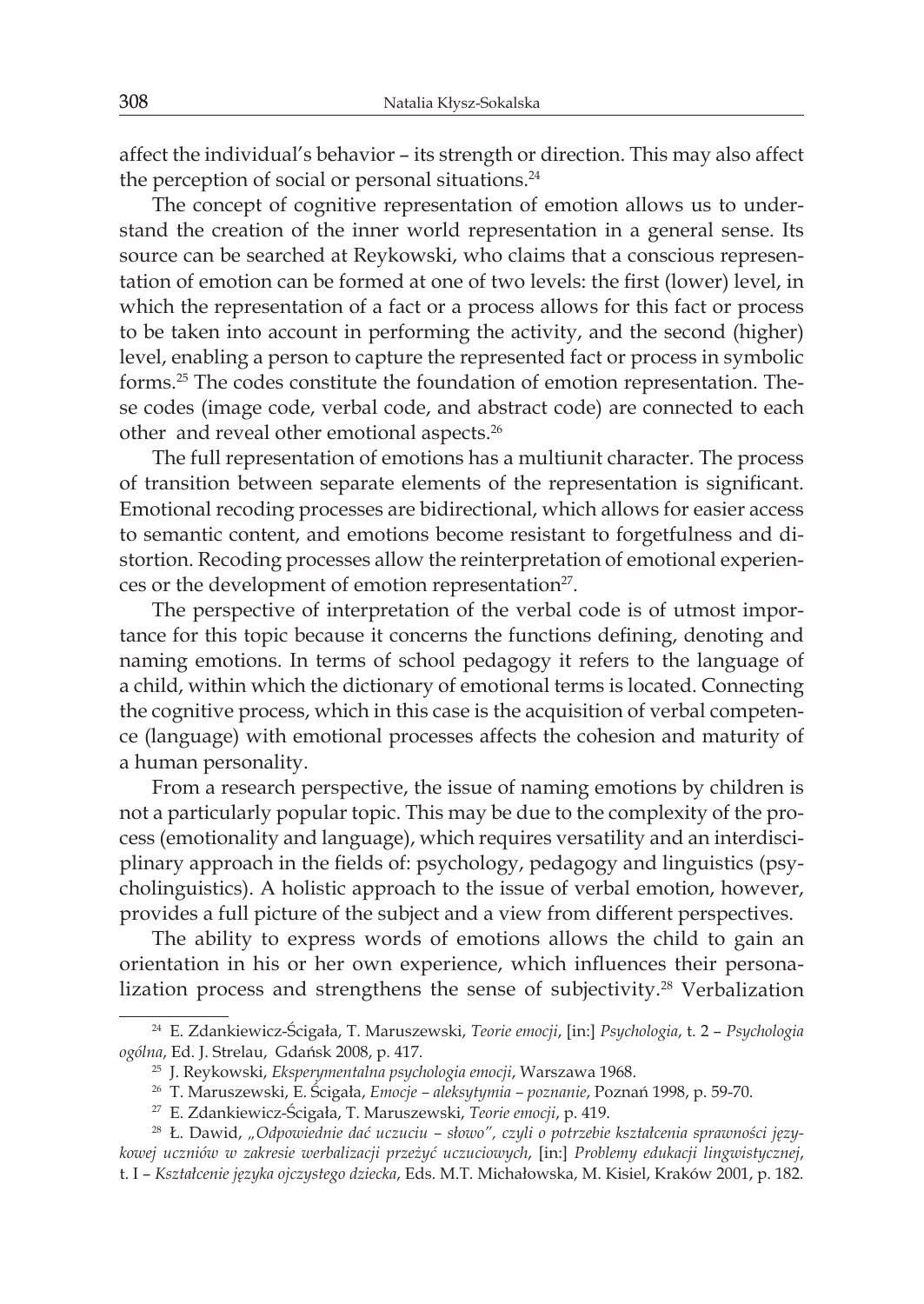affect the individual's behavior – its strength or direction. This may also affect the perception of social or personal situations.[24]

The concept of cognitive representation of emotion allows us to understand the creation of the inner world representation in a general sense. Its source can be searched at Reykowski, who claims that a conscious representation of emotion can be formed at one of two levels: the first (lower) level, in which the representation of a fact or a process allows for this fact or process to be taken into account in performing the activity, and the second (higher) level, enabling a person to capture the represented fact or process in symbolic forms.[25] The codes constitute the foundation of emotion representation. These codes (image code, verbal code, and abstract code) are connected to each other and reveal other emotional aspects.[26]

The full representation of emotions has a multiunit character. The process of transition between separate elements of the representation is significant. Emotional recoding processes are bidirectional, which allows for easier access to semantic content, and emotions become resistant to forgetfulness and distortion. Recoding processes allow the reinterpretation of emotional experiences or the development of emotion representation[27].

The perspective of interpretation of the verbal code is of utmost importance for this topic because it concerns the functions defining, denoting and naming emotions. In terms of school pedagogy it refers to the language of a child, within which the dictionary of emotional terms is located. Connecting the cognitive process, which in this case is the acquisition of verbal competence (language) with emotional processes affects the cohesion and maturity of a human personality.

From a research perspective, the issue of naming emotions by children is not a particularly popular topic. This may be due to the complexity of the process (emotionality and language), which requires versatility and an interdisciplinary approach in the fields of: psychology, pedagogy and linguistics (psycholinguistics). A holistic approach to the issue of verbal emotion, however, provides a full picture of the subject and a view from different perspectives.

The ability to express words of emotions allows the child to gain an orientation in his or her own experience, which influences their personalization process and strengthens the sense of subjectivity.[28] Verbalization

---

[24] E. Zdankiewicz-Ścigała, T. Maruszewski, *Teorie emocji*, [in:] *Psychologia*, t. 2 – *Psychologia ogólna*, Ed. J. Strelau, Gdańsk 2008, p. 417.

[25] J. Reykowski, *Eksperymentalna psychologia emocji*, Warszawa 1968.

[26] T. Maruszewski, E. Ścigała, *Emocje – aleksytymia – poznanie*, Poznań 1998, p. 59-70.

[27] E. Zdankiewicz-Ścigała, T. Maruszewski, *Teorie emocji*, p. 419.

[28] Ł. Dawid, *„Odpowiednie dać uczuciu – słowo", czyli o potrzebie kształcenia sprawności językowej uczniów w zakresie werbalizacji przeżyć uczuciowych*, [in:] *Problemy edukacji lingwistycznej*, t. I – *Kształcenie języka ojczystego dziecka*, Eds. M.T. Michałowska, M. Kisiel, Kraków 2001, p. 182.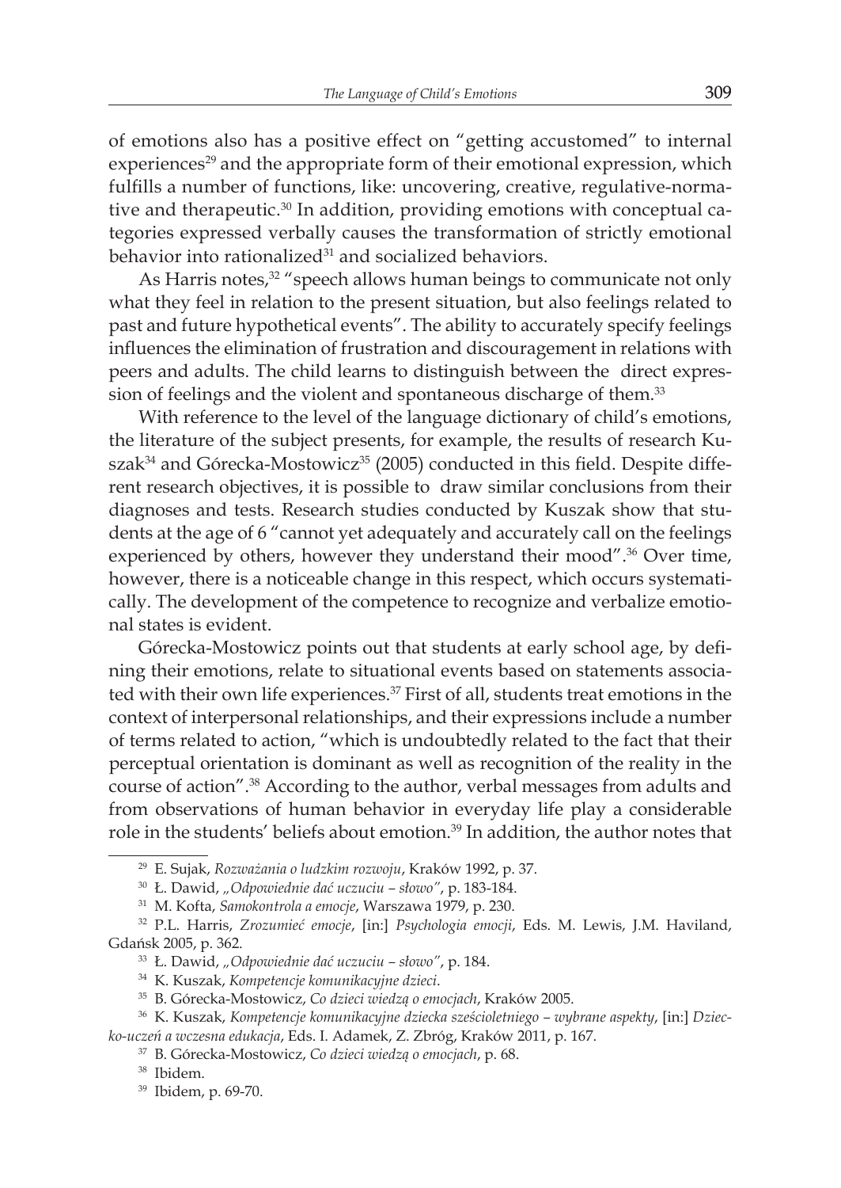of emotions also has a positive effect on "getting accustomed" to internal experiences[29] and the appropriate form of their emotional expression, which fulfills a number of functions, like: uncovering, creative, regulative-normative and therapeutic.[30] In addition, providing emotions with conceptual categories expressed verbally causes the transformation of strictly emotional behavior into rationalized[31] and socialized behaviors.

As Harris notes,[32] "speech allows human beings to communicate not only what they feel in relation to the present situation, but also feelings related to past and future hypothetical events". The ability to accurately specify feelings influences the elimination of frustration and discouragement in relations with peers and adults. The child learns to distinguish between the direct expression of feelings and the violent and spontaneous discharge of them.[33]

With reference to the level of the language dictionary of child's emotions, the literature of the subject presents, for example, the results of research Kuszak[34] and Górecka-Mostowicz[35] (2005) conducted in this field. Despite different research objectives, it is possible to draw similar conclusions from their diagnoses and tests. Research studies conducted by Kuszak show that students at the age of 6 "cannot yet adequately and accurately call on the feelings experienced by others, however they understand their mood".[36] Over time, however, there is a noticeable change in this respect, which occurs systematically. The development of the competence to recognize and verbalize emotional states is evident.

Górecka-Mostowicz points out that students at early school age, by defining their emotions, relate to situational events based on statements associated with their own life experiences.[37] First of all, students treat emotions in the context of interpersonal relationships, and their expressions include a number of terms related to action, "which is undoubtedly related to the fact that their perceptual orientation is dominant as well as recognition of the reality in the course of action".[38] According to the author, verbal messages from adults and from observations of human behavior in everyday life play a considerable role in the students' beliefs about emotion.[39] In addition, the author notes that

---

[29] E. Sujak, *Rozważania o ludzkim rozwoju*, Kraków 1992, p. 37.

[30] Ł. Dawid, *„Odpowiednie dać uczuciu – słowo"*, p. 183-184.

[31] M. Kofta, *Samokontrola a emocje*, Warszawa 1979, p. 230.

[32] P.L. Harris, *Zrozumieć emocje*, [in:] *Psychologia emocji*, Eds. M. Lewis, J.M. Haviland, Gdańsk 2005, p. 362.

[33] Ł. Dawid, *„Odpowiednie dać uczuciu – słowo"*, p. 184.

[34] K. Kuszak, *Kompetencje komunikacyjne dzieci*.

[35] B. Górecka-Mostowicz, *Co dzieci wiedzą o emocjach*, Kraków 2005.

[36] K. Kuszak, *Kompetencje komunikacyjne dziecka sześcioletniego – wybrane aspekty*, [in:] *Dziecko-uczeń a wczesna edukacja*, Eds. I. Adamek, Z. Zbróg, Kraków 2011, p. 167.

[37] B. Górecka-Mostowicz, *Co dzieci wiedzą o emocjach*, p. 68.

[38] Ibidem.

[39] Ibidem, p. 69-70.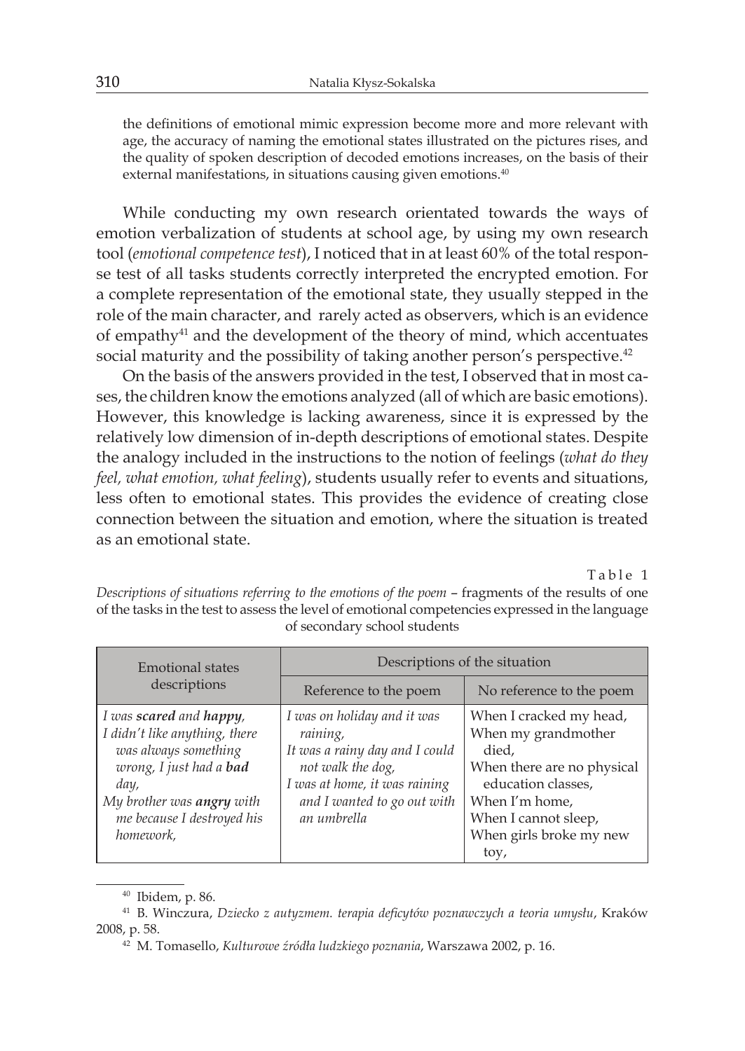the definitions of emotional mimic expression become more and more relevant with age, the accuracy of naming the emotional states illustrated on the pictures rises, and the quality of spoken description of decoded emotions increases, on the basis of their external manifestations, in situations causing given emotions.[40]

While conducting my own research orientated towards the ways of emotion verbalization of students at school age, by using my own research tool (*emotional competence test*), I noticed that in at least 60% of the total response test of all tasks students correctly interpreted the encrypted emotion. For a complete representation of the emotional state, they usually stepped in the role of the main character, and rarely acted as observers, which is an evidence of empathy[41] and the development of the theory of mind, which accentuates social maturity and the possibility of taking another person's perspective.[42]

On the basis of the answers provided in the test, I observed that in most cases, the children know the emotions analyzed (all of which are basic emotions). However, this knowledge is lacking awareness, since it is expressed by the relatively low dimension of in-depth descriptions of emotional states. Despite the analogy included in the instructions to the notion of feelings (*what do they feel, what emotion, what feeling*), students usually refer to events and situations, less often to emotional states. This provides the evidence of creating close connection between the situation and emotion, where the situation is treated as an emotional state.

Table 1

*Descriptions of situations referring to the emotions of the poem* – fragments of the results of one of the tasks in the test to assess the level of emotional competencies expressed in the language of secondary school students

| Emotional states descriptions | Descriptions of the situation | |
|---|---|---|
| | Reference to the poem | No reference to the poem |
| *I was **scared** and **happy**,*<br>*I didn't like anything, there was always something wrong, I just had a **bad** day,*<br>*My brother was **angry** with me because I destroyed his homework,* | *I was on holiday and it was raining,*<br>*It was a rainy day and I could not walk the dog,*<br>*I was at home, it was raining and I wanted to go out with an umbrella* | When I cracked my head,<br>When my grandmother died,<br>When there are no physical education classes,<br>When I'm home,<br>When I cannot sleep,<br>When girls broke my new toy, |

[40] Ibidem, p. 86.

[41] B. Winczura, *Dziecko z autyzmem. terapia deficytów poznawczych a teoria umysłu*, Kraków 2008, p. 58.

[42] M. Tomasello, *Kulturowe źródła ludzkiego poznania*, Warszawa 2002, p. 16.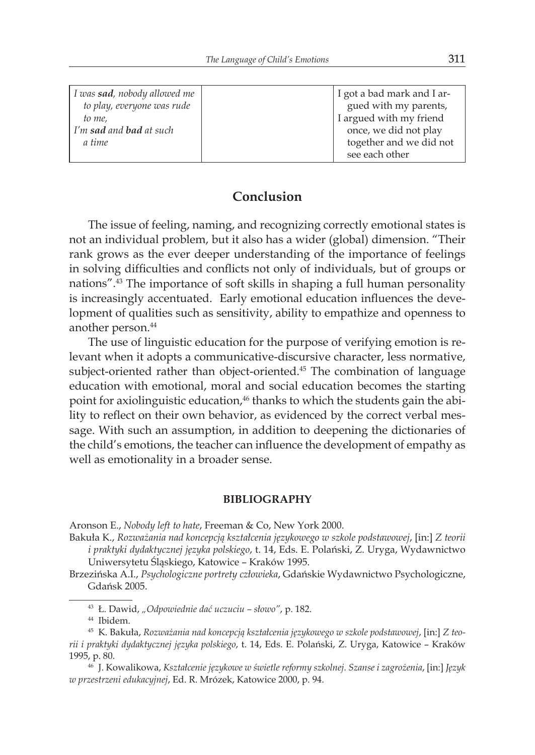| | | |
|---|---|---|
| *I was **sad**, nobody allowed me to play, everyone was rude to me,*<br>*I'm **sad** and **bad** at such a time* | | I got a bad mark and I argued with my parents,<br>I argued with my friend once, we did not play together and we did not see each other |

## Conclusion

The issue of feeling, naming, and recognizing correctly emotional states is not an individual problem, but it also has a wider (global) dimension. "Their rank grows as the ever deeper understanding of the importance of feelings in solving difficulties and conflicts not only of individuals, but of groups or nations".[43] The importance of soft skills in shaping a full human personality is increasingly accentuated. Early emotional education influences the development of qualities such as sensitivity, ability to empathize and openness to another person.[44]

The use of linguistic education for the purpose of verifying emotion is relevant when it adopts a communicative-discursive character, less normative, subject-oriented rather than object-oriented.[45] The combination of language education with emotional, moral and social education becomes the starting point for axiolinguistic education,[46] thanks to which the students gain the ability to reflect on their own behavior, as evidenced by the correct verbal message. With such an assumption, in addition to deepening the dictionaries of the child's emotions, the teacher can influence the development of empathy as well as emotionality in a broader sense.

### BIBLIOGRAPHY

Aronson E., *Nobody left to hate*, Freeman & Co, New York 2000.

Bakuła K., *Rozważania nad koncepcją kształcenia językowego w szkole podstawowej*, [in:] *Z teorii i praktyki dydaktycznej języka polskiego*, t. 14, Eds. E. Polański, Z. Uryga, Wydawnictwo Uniwersytetu Śląskiego, Katowice – Kraków 1995.

Brzezińska A.I., *Psychologiczne portrety człowieka*, Gdańskie Wydawnictwo Psychologiczne, Gdańsk 2005.

---

[43] Ł. Dawid, *„Odpowiednie dać uczuciu – słowo"*, p. 182.

[44] Ibidem.

[45] K. Bakuła, *Rozważania nad koncepcją kształcenia językowego w szkole podstawowej*, [in:] *Z teorii i praktyki dydaktycznej języka polskiego*, t. 14, Eds. E. Polański, Z. Uryga, Katowice – Kraków 1995, p. 80.

[46] J. Kowalikowa, *Kształcenie językowe w świetle reformy szkolnej. Szanse i zagrożenia*, [in:] *Język w przestrzeni edukacyjnej*, Ed. R. Mrózek, Katowice 2000, p. 94.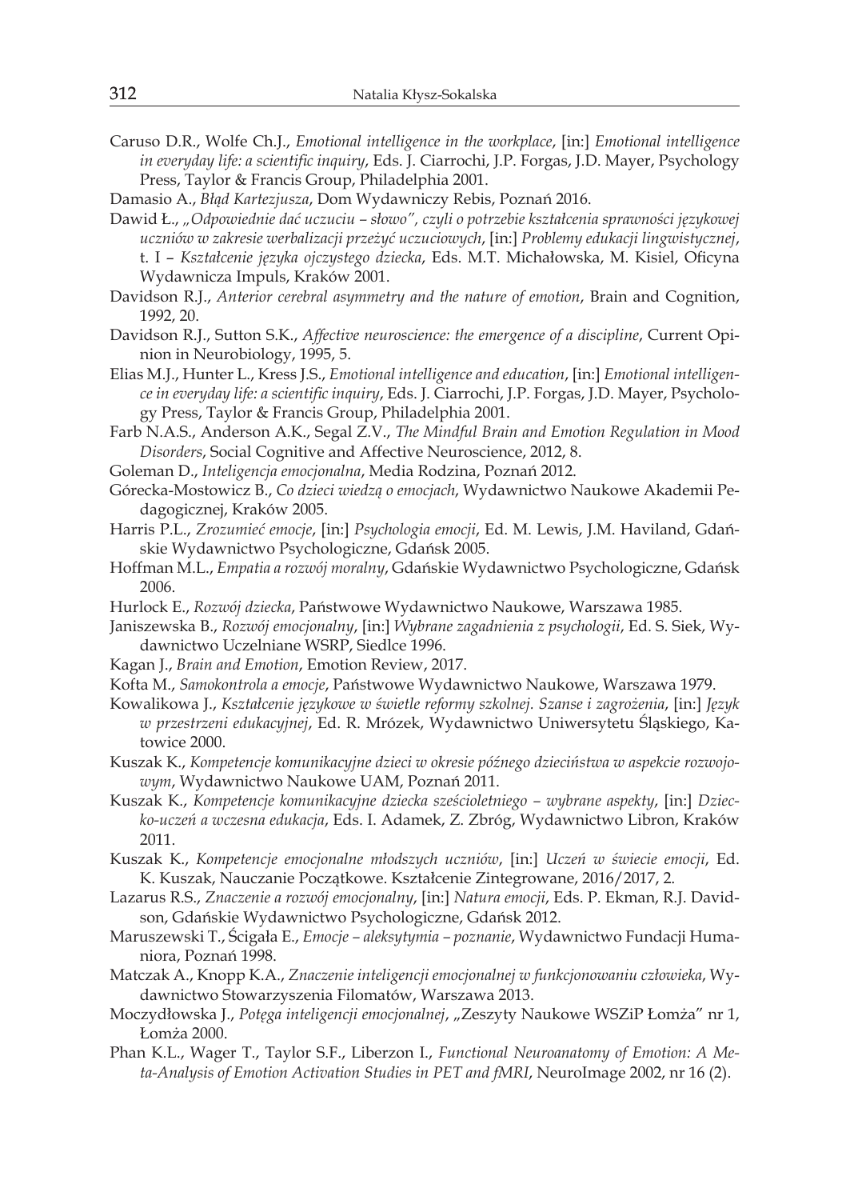Caruso D.R., Wolfe Ch.J., *Emotional intelligence in the workplace*, [in:] *Emotional intelligence in everyday life: a scientific inquiry*, Eds. J. Ciarrochi, J.P. Forgas, J.D. Mayer, Psychology Press, Taylor & Francis Group, Philadelphia 2001.

Damasio A., *Błąd Kartezjusza*, Dom Wydawniczy Rebis, Poznań 2016.

Dawid Ł., *„Odpowiednie dać uczuciu – słowo", czyli o potrzebie kształcenia sprawności językowej uczniów w zakresie werbalizacji przeżyć uczuciowych*, [in:] *Problemy edukacji lingwistycznej*, t. I – *Kształcenie języka ojczystego dziecka*, Eds. M.T. Michałowska, M. Kisiel, Oficyna Wydawnicza Impuls, Kraków 2001.

Davidson R.J., *Anterior cerebral asymmetry and the nature of emotion*, Brain and Cognition, 1992, 20.

Davidson R.J., Sutton S.K., *Affective neuroscience: the emergence of a discipline*, Current Opinion in Neurobiology, 1995, 5.

Elias M.J., Hunter L., Kress J.S., *Emotional intelligence and education*, [in:] *Emotional intelligence in everyday life: a scientific inquiry*, Eds. J. Ciarrochi, J.P. Forgas, J.D. Mayer, Psychology Press, Taylor & Francis Group, Philadelphia 2001.

Farb N.A.S., Anderson A.K., Segal Z.V., *The Mindful Brain and Emotion Regulation in Mood Disorders*, Social Cognitive and Affective Neuroscience, 2012, 8.

Goleman D., *Inteligencja emocjonalna*, Media Rodzina, Poznań 2012.

Górecka-Mostowicz B., *Co dzieci wiedzą o emocjach*, Wydawnictwo Naukowe Akademii Pedagogicznej, Kraków 2005.

Harris P.L., *Zrozumieć emocje*, [in:] *Psychologia emocji*, Ed. M. Lewis, J.M. Haviland, Gdańskie Wydawnictwo Psychologiczne, Gdańsk 2005.

Hoffman M.L., *Empatia a rozwój moralny*, Gdańskie Wydawnictwo Psychologiczne, Gdańsk 2006.

Hurlock E., *Rozwój dziecka*, Państwowe Wydawnictwo Naukowe, Warszawa 1985.

Janiszewska B., *Rozwój emocjonalny*, [in:] *Wybrane zagadnienia z psychologii*, Ed. S. Siek, Wydawnictwo Uczelniane WSRP, Siedlce 1996.

Kagan J., *Brain and Emotion*, Emotion Review, 2017.

Kofta M., *Samokontrola a emocje*, Państwowe Wydawnictwo Naukowe, Warszawa 1979.

Kowalikowa J., *Kształcenie językowe w świetle reformy szkolnej. Szanse i zagrożenia*, [in:] *Język w przestrzeni edukacyjnej*, Ed. R. Mrózek, Wydawnictwo Uniwersytetu Śląskiego, Katowice 2000.

Kuszak K., *Kompetencje komunikacyjne dzieci w okresie późnego dzieciństwa w aspekcie rozwojowym*, Wydawnictwo Naukowe UAM, Poznań 2011.

Kuszak K., *Kompetencje komunikacyjne dziecka sześcioletniego – wybrane aspekty*, [in:] *Dziecko-uczeń a wczesna edukacja*, Eds. I. Adamek, Z. Zbróg, Wydawnictwo Libron, Kraków 2011.

Kuszak K., *Kompetencje emocjonalne młodszych uczniów*, [in:] *Uczeń w świecie emocji*, Ed. K. Kuszak, Nauczanie Początkowe. Kształcenie Zintegrowane, 2016/2017, 2.

Lazarus R.S., *Znaczenie a rozwój emocjonalny*, [in:] *Natura emocji*, Eds. P. Ekman, R.J. Davidson, Gdańskie Wydawnictwo Psychologiczne, Gdańsk 2012.

Maruszewski T., Ścigała E., *Emocje – aleksytymia – poznanie*, Wydawnictwo Fundacji Humaniora, Poznań 1998.

Matczak A., Knopp K.A., *Znaczenie inteligencji emocjonalnej w funkcjonowaniu człowieka*, Wydawnictwo Stowarzyszenia Filomatów, Warszawa 2013.

Moczydłowska J., *Potęga inteligencji emocjonalnej*, „Zeszyty Naukowe WSZiP Łomża" nr 1, Łomża 2000.

Phan K.L., Wager T., Taylor S.F., Liberzon I., *Functional Neuroanatomy of Emotion: A Meta-Analysis of Emotion Activation Studies in PET and fMRI*, NeuroImage 2002, nr 16 (2).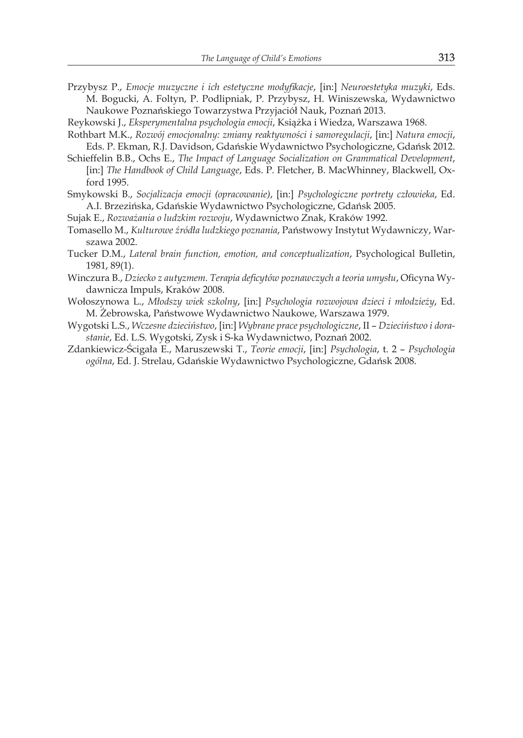Przybysz P., *Emocje muzyczne i ich estetyczne modyfikacje*, [in:] *Neuroestetyka muzyki*, Eds. M. Bogucki, A. Foltyn, P. Podlipniak, P. Przybysz, H. Winiszewska, Wydawnictwo Naukowe Poznańskiego Towarzystwa Przyjaciół Nauk, Poznań 2013.

Reykowski J., *Eksperymentalna psychologia emocji*, Książka i Wiedza, Warszawa 1968.

Rothbart M.K., *Rozwój emocjonalny: zmiany reaktywności i samoregulacji*, [in:] *Natura emocji*, Eds. P. Ekman, R.J. Davidson, Gdańskie Wydawnictwo Psychologiczne, Gdańsk 2012.

Schieffelin B.B., Ochs E., *The Impact of Language Socialization on Grammatical Development*, [in:] *The Handbook of Child Language*, Eds. P. Fletcher, B. MacWhinney, Blackwell, Oxford 1995.

Smykowski B., *Socjalizacja emocji (opracowanie)*, [in:] *Psychologiczne portrety człowieka*, Ed. A.I. Brzezińska, Gdańskie Wydawnictwo Psychologiczne, Gdańsk 2005.

Sujak E., *Rozważania o ludzkim rozwoju*, Wydawnictwo Znak, Kraków 1992.

Tomasello M., *Kulturowe źródła ludzkiego poznania*, Państwowy Instytut Wydawniczy, Warszawa 2002.

Tucker D.M., *Lateral brain function, emotion, and conceptualization*, Psychological Bulletin, 1981, 89(1).

Winczura B., *Dziecko z autyzmem. Terapia deficytów poznawczych a teoria umysłu*, Oficyna Wydawnicza Impuls, Kraków 2008.

Wołoszynowa L., *Młodszy wiek szkolny*, [in:] *Psychologia rozwojowa dzieci i młodzieży*, Ed. M. Żebrowska, Państwowe Wydawnictwo Naukowe, Warszawa 1979.

Wygotski L.S., *Wczesne dzieciństwo*, [in:] *Wybrane prace psychologiczne*, II – *Dzieciństwo i dorastanie*, Ed. L.S. Wygotski, Zysk i S-ka Wydawnictwo, Poznań 2002.

Zdankiewicz-Ścigała E., Maruszewski T., *Teorie emocji*, [in:] *Psychologia*, t. 2 – *Psychologia ogólna*, Ed. J. Strelau, Gdańskie Wydawnictwo Psychologiczne, Gdańsk 2008.